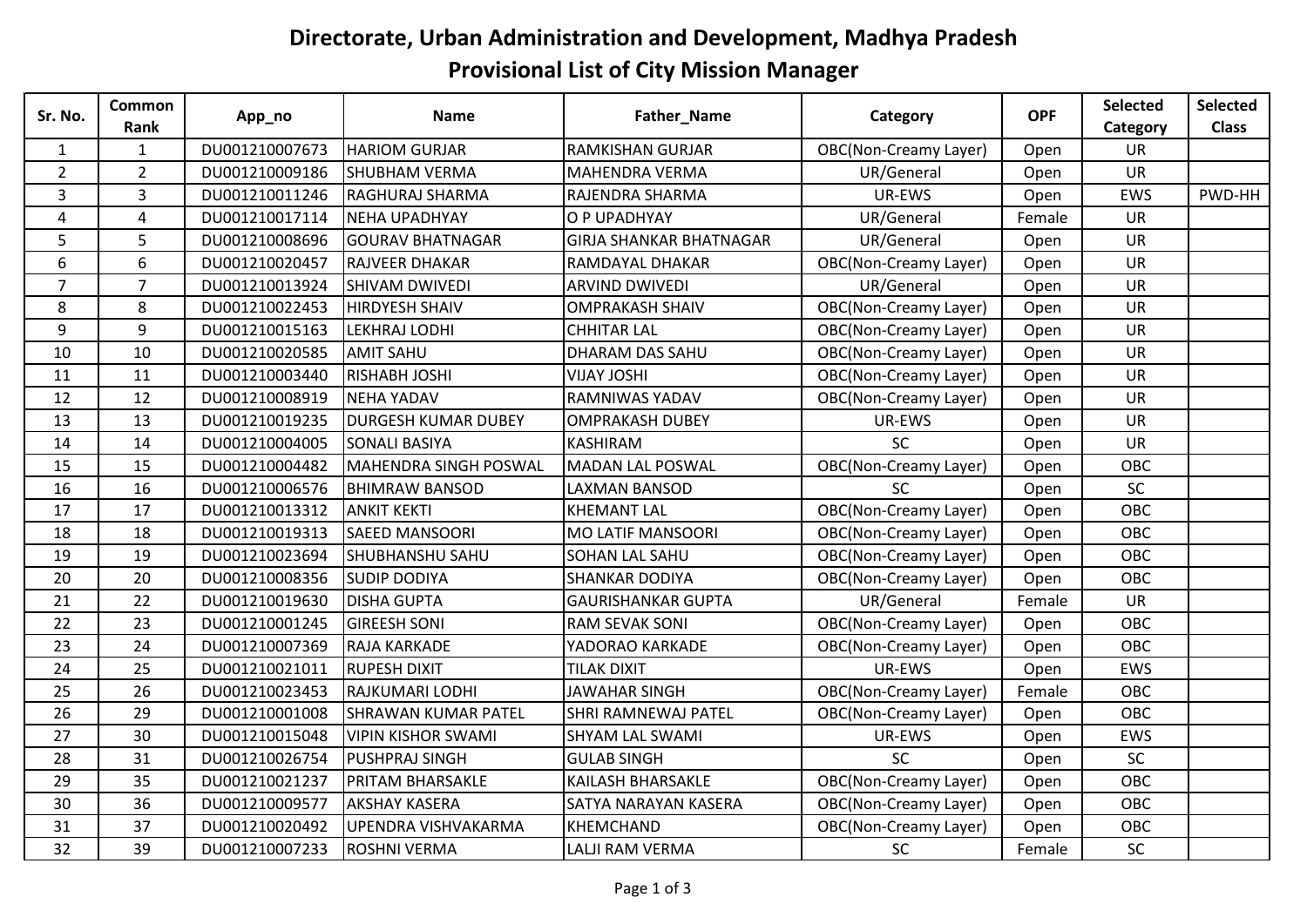# Directorate, Urban Administration and Development, Madhya Pradesh

## Provisional List of City Mission Manager

| Sr. No. | Common Rank | App_no | Name | Father_Name | Category | OPF | Selected Category | Selected Class |
|---|---|---|---|---|---|---|---|---|
| 1 | 1 | DU001210007673 | HARIOM GURJAR | RAMKISHAN GURJAR | OBC(Non-Creamy Layer) | Open | UR | |
| 2 | 2 | DU001210009186 | SHUBHAM VERMA | MAHENDRA VERMA | UR/General | Open | UR | |
| 3 | 3 | DU001210011246 | RAGHURAJ SHARMA | RAJENDRA SHARMA | UR-EWS | Open | EWS | PWD-HH |
| 4 | 4 | DU001210017114 | NEHA UPADHYAY | O P UPADHYAY | UR/General | Female | UR | |
| 5 | 5 | DU001210008696 | GOURAV BHATNAGAR | GIRJA SHANKAR BHATNAGAR | UR/General | Open | UR | |
| 6 | 6 | DU001210020457 | RAJVEER DHAKAR | RAMDAYAL DHAKAR | OBC(Non-Creamy Layer) | Open | UR | |
| 7 | 7 | DU001210013924 | SHIVAM DWIVEDI | ARVIND DWIVEDI | UR/General | Open | UR | |
| 8 | 8 | DU001210022453 | HIRDYESH SHAIV | OMPRAKASH SHAIV | OBC(Non-Creamy Layer) | Open | UR | |
| 9 | 9 | DU001210015163 | LEKHRAJ LODHI | CHHITAR LAL | OBC(Non-Creamy Layer) | Open | UR | |
| 10 | 10 | DU001210020585 | AMIT SAHU | DHARAM DAS SAHU | OBC(Non-Creamy Layer) | Open | UR | |
| 11 | 11 | DU001210003440 | RISHABH JOSHI | VIJAY JOSHI | OBC(Non-Creamy Layer) | Open | UR | |
| 12 | 12 | DU001210008919 | NEHA YADAV | RAMNIWAS YADAV | OBC(Non-Creamy Layer) | Open | UR | |
| 13 | 13 | DU001210019235 | DURGESH KUMAR DUBEY | OMPRAKASH DUBEY | UR-EWS | Open | UR | |
| 14 | 14 | DU001210004005 | SONALI BASIYA | KASHIRAM | SC | Open | UR | |
| 15 | 15 | DU001210004482 | MAHENDRA SINGH POSWAL | MADAN LAL POSWAL | OBC(Non-Creamy Layer) | Open | OBC | |
| 16 | 16 | DU001210006576 | BHIMRAW BANSOD | LAXMAN BANSOD | SC | Open | SC | |
| 17 | 17 | DU001210013312 | ANKIT KEKTI | KHEMANT LAL | OBC(Non-Creamy Layer) | Open | OBC | |
| 18 | 18 | DU001210019313 | SAEED MANSOORI | MO LATIF MANSOORI | OBC(Non-Creamy Layer) | Open | OBC | |
| 19 | 19 | DU001210023694 | SHUBHANSHU SAHU | SOHAN LAL SAHU | OBC(Non-Creamy Layer) | Open | OBC | |
| 20 | 20 | DU001210008356 | SUDIP DODIYA | SHANKAR DODIYA | OBC(Non-Creamy Layer) | Open | OBC | |
| 21 | 22 | DU001210019630 | DISHA GUPTA | GAURISHANKAR GUPTA | UR/General | Female | UR | |
| 22 | 23 | DU001210001245 | GIREESH SONI | RAM SEVAK SONI | OBC(Non-Creamy Layer) | Open | OBC | |
| 23 | 24 | DU001210007369 | RAJA KARKADE | YADORAO KARKADE | OBC(Non-Creamy Layer) | Open | OBC | |
| 24 | 25 | DU001210021011 | RUPESH DIXIT | TILAK DIXIT | UR-EWS | Open | EWS | |
| 25 | 26 | DU001210023453 | RAJKUMARI LODHI | JAWAHAR SINGH | OBC(Non-Creamy Layer) | Female | OBC | |
| 26 | 29 | DU001210001008 | SHRAWAN KUMAR PATEL | SHRI RAMNEWAJ PATEL | OBC(Non-Creamy Layer) | Open | OBC | |
| 27 | 30 | DU001210015048 | VIPIN KISHOR SWAMI | SHYAM LAL SWAMI | UR-EWS | Open | EWS | |
| 28 | 31 | DU001210026754 | PUSHPRAJ SINGH | GULAB SINGH | SC | Open | SC | |
| 29 | 35 | DU001210021237 | PRITAM BHARSAKLE | KAILASH BHARSAKLE | OBC(Non-Creamy Layer) | Open | OBC | |
| 30 | 36 | DU001210009577 | AKSHAY KASERA | SATYA NARAYAN KASERA | OBC(Non-Creamy Layer) | Open | OBC | |
| 31 | 37 | DU001210020492 | UPENDRA VISHVAKARMA | KHEMCHAND | OBC(Non-Creamy Layer) | Open | OBC | |
| 32 | 39 | DU001210007233 | ROSHNI VERMA | LALJI RAM VERMA | SC | Female | SC | |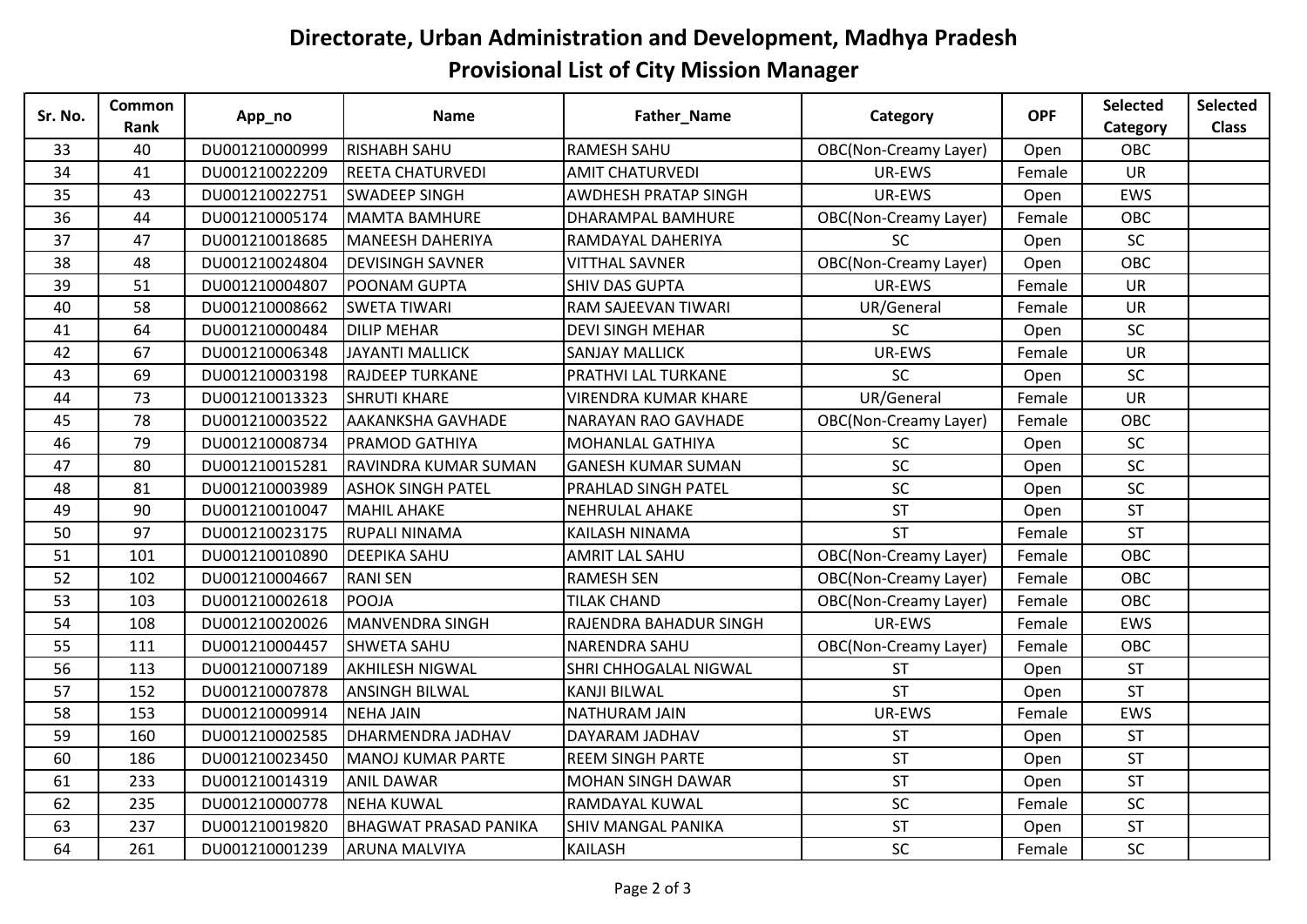# Directorate, Urban Administration and Development, Madhya Pradesh

## Provisional List of City Mission Manager

| Sr. No. | Common Rank | App_no | Name | Father_Name | Category | OPF | Selected Category | Selected Class |
|---|---|---|---|---|---|---|---|---|
| 33 | 40 | DU001210000999 | RISHABH SAHU | RAMESH SAHU | OBC(Non-Creamy Layer) | Open | OBC | |
| 34 | 41 | DU001210022209 | REETA CHATURVEDI | AMIT CHATURVEDI | UR-EWS | Female | UR | |
| 35 | 43 | DU001210022751 | SWADEEP SINGH | AWDHESH PRATAP SINGH | UR-EWS | Open | EWS | |
| 36 | 44 | DU001210005174 | MAMTA BAMHURE | DHARAMPAL BAMHURE | OBC(Non-Creamy Layer) | Female | OBC | |
| 37 | 47 | DU001210018685 | MANEESH DAHERIYA | RAMDAYAL DAHERIYA | SC | Open | SC | |
| 38 | 48 | DU001210024804 | DEVISINGH SAVNER | VITTHAL SAVNER | OBC(Non-Creamy Layer) | Open | OBC | |
| 39 | 51 | DU001210004807 | POONAM GUPTA | SHIV DAS GUPTA | UR-EWS | Female | UR | |
| 40 | 58 | DU001210008662 | SWETA TIWARI | RAM SAJEEVAN TIWARI | UR/General | Female | UR | |
| 41 | 64 | DU001210000484 | DILIP MEHAR | DEVI SINGH MEHAR | SC | Open | SC | |
| 42 | 67 | DU001210006348 | JAYANTI MALLICK | SANJAY MALLICK | UR-EWS | Female | UR | |
| 43 | 69 | DU001210003198 | RAJDEEP TURKANE | PRATHVI LAL TURKANE | SC | Open | SC | |
| 44 | 73 | DU001210013323 | SHRUTI KHARE | VIRENDRA KUMAR KHARE | UR/General | Female | UR | |
| 45 | 78 | DU001210003522 | AAKANKSHA GAVHADE | NARAYAN RAO GAVHADE | OBC(Non-Creamy Layer) | Female | OBC | |
| 46 | 79 | DU001210008734 | PRAMOD GATHIYA | MOHANLAL GATHIYA | SC | Open | SC | |
| 47 | 80 | DU001210015281 | RAVINDRA KUMAR SUMAN | GANESH KUMAR SUMAN | SC | Open | SC | |
| 48 | 81 | DU001210003989 | ASHOK SINGH PATEL | PRAHLAD SINGH PATEL | SC | Open | SC | |
| 49 | 90 | DU001210010047 | MAHIL AHAKE | NEHRULAL AHAKE | ST | Open | ST | |
| 50 | 97 | DU001210023175 | RUPALI NINAMA | KAILASH NINAMA | ST | Female | ST | |
| 51 | 101 | DU001210010890 | DEEPIKA SAHU | AMRIT LAL SAHU | OBC(Non-Creamy Layer) | Female | OBC | |
| 52 | 102 | DU001210004667 | RANI SEN | RAMESH SEN | OBC(Non-Creamy Layer) | Female | OBC | |
| 53 | 103 | DU001210002618 | POOJA | TILAK CHAND | OBC(Non-Creamy Layer) | Female | OBC | |
| 54 | 108 | DU001210020026 | MANVENDRA SINGH | RAJENDRA BAHADUR SINGH | UR-EWS | Female | EWS | |
| 55 | 111 | DU001210004457 | SHWETA SAHU | NARENDRA SAHU | OBC(Non-Creamy Layer) | Female | OBC | |
| 56 | 113 | DU001210007189 | AKHILESH NIGWAL | SHRI CHHOGALAL NIGWAL | ST | Open | ST | |
| 57 | 152 | DU001210007878 | ANSINGH BILWAL | KANJI BILWAL | ST | Open | ST | |
| 58 | 153 | DU001210009914 | NEHA JAIN | NATHURAM JAIN | UR-EWS | Female | EWS | |
| 59 | 160 | DU001210002585 | DHARMENDRA JADHAV | DAYARAM JADHAV | ST | Open | ST | |
| 60 | 186 | DU001210023450 | MANOJ KUMAR PARTE | REEM SINGH PARTE | ST | Open | ST | |
| 61 | 233 | DU001210014319 | ANIL DAWAR | MOHAN SINGH DAWAR | ST | Open | ST | |
| 62 | 235 | DU001210000778 | NEHA KUWAL | RAMDAYAL KUWAL | SC | Female | SC | |
| 63 | 237 | DU001210019820 | BHAGWAT PRASAD PANIKA | SHIV MANGAL PANIKA | ST | Open | ST | |
| 64 | 261 | DU001210001239 | ARUNA MALVIYA | KAILASH | SC | Female | SC | |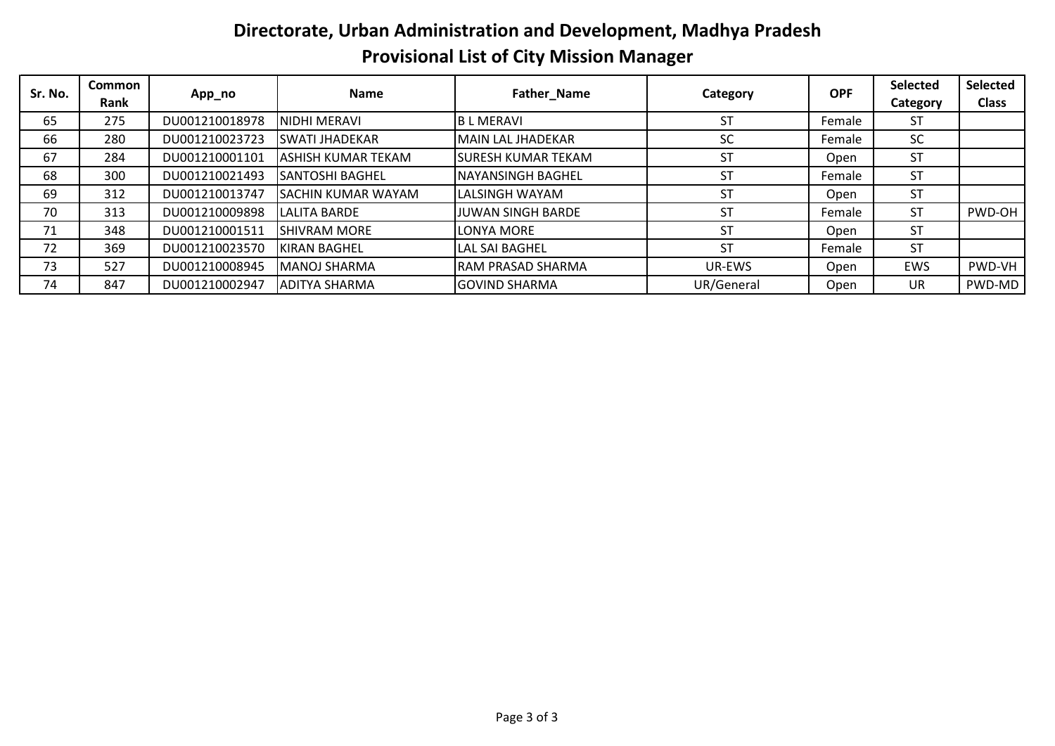# Directorate, Urban Administration and Development, Madhya Pradesh

## Provisional List of City Mission Manager

| Sr. No. | Common Rank | App_no | Name | Father_Name | Category | OPF | Selected Category | Selected Class |
|---|---|---|---|---|---|---|---|---|
| 65 | 275 | DU001210018978 | NIDHI MERAVI | B L MERAVI | ST | Female | ST | |
| 66 | 280 | DU001210023723 | SWATI JHADEKAR | MAIN LAL JHADEKAR | SC | Female | SC | |
| 67 | 284 | DU001210001101 | ASHISH KUMAR TEKAM | SURESH KUMAR TEKAM | ST | Open | ST | |
| 68 | 300 | DU001210021493 | SANTOSHI BAGHEL | NAYANSINGH BAGHEL | ST | Female | ST | |
| 69 | 312 | DU001210013747 | SACHIN KUMAR WAYAM | LALSINGH WAYAM | ST | Open | ST | |
| 70 | 313 | DU001210009898 | LALITA BARDE | JUWAN SINGH BARDE | ST | Female | ST | PWD-OH |
| 71 | 348 | DU001210001511 | SHIVRAM MORE | LONYA MORE | ST | Open | ST | |
| 72 | 369 | DU001210023570 | KIRAN BAGHEL | LAL SAI BAGHEL | ST | Female | ST | |
| 73 | 527 | DU001210008945 | MANOJ SHARMA | RAM PRASAD SHARMA | UR-EWS | Open | EWS | PWD-VH |
| 74 | 847 | DU001210002947 | ADITYA SHARMA | GOVIND SHARMA | UR/General | Open | UR | PWD-MD |